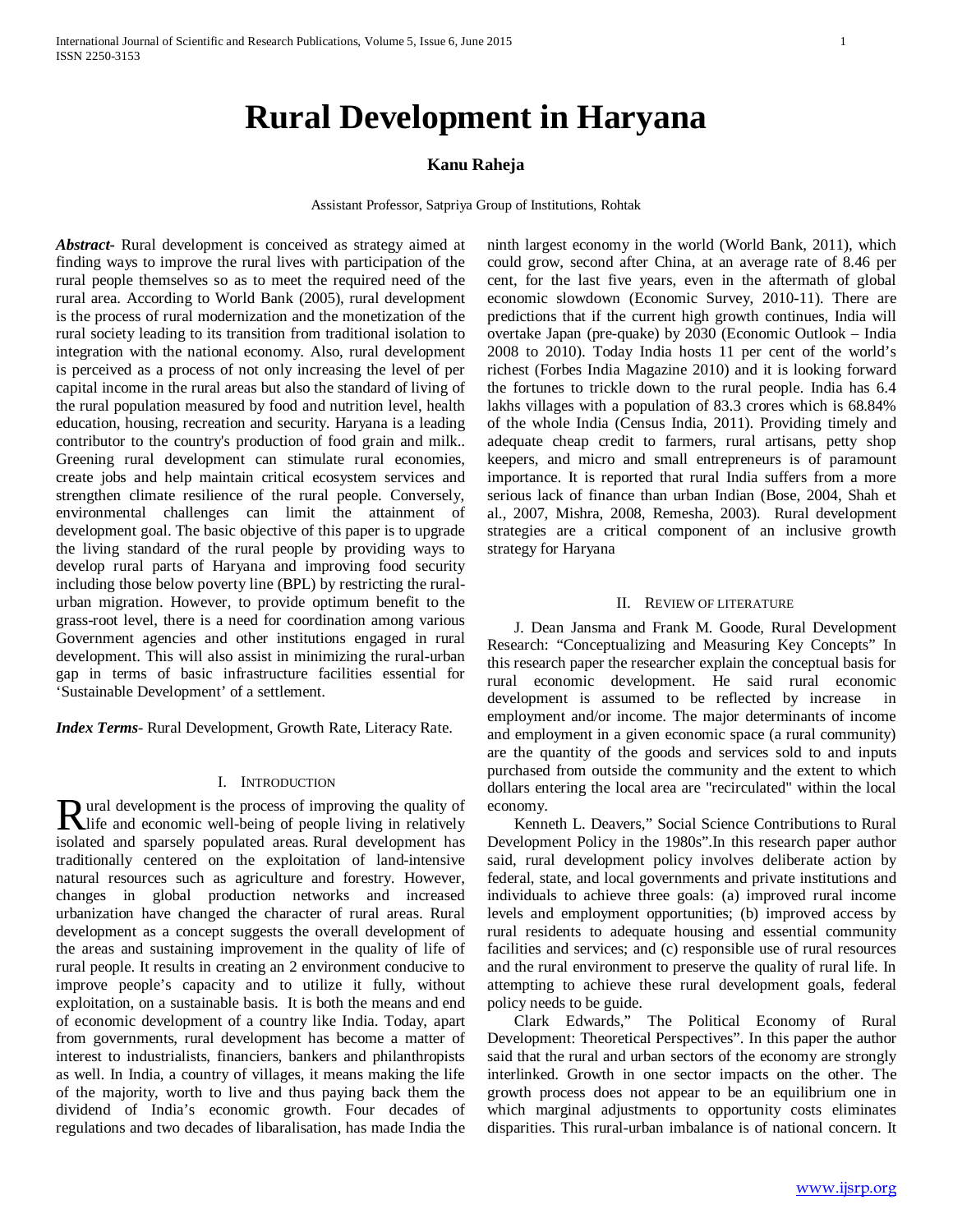# Rural Development in Haryana

**Kanu Raheja**

Assistant Professor, Satpriya Group of Institutions, Rohtak

***Abstract*-** Rural development is conceived as strategy aimed at finding ways to improve the rural lives with participation of the rural people themselves so as to meet the required need of the rural area. According to World Bank (2005), rural development is the process of rural modernization and the monetization of the rural society leading to its transition from traditional isolation to integration with the national economy. Also, rural development is perceived as a process of not only increasing the level of per capital income in the rural areas but also the standard of living of the rural population measured by food and nutrition level, health education, housing, recreation and security. Haryana is a leading contributor to the country's production of food grain and milk.. Greening rural development can stimulate rural economies, create jobs and help maintain critical ecosystem services and strengthen climate resilience of the rural people. Conversely, environmental challenges can limit the attainment of development goal. The basic objective of this paper is to upgrade the living standard of the rural people by providing ways to develop rural parts of Haryana and improving food security including those below poverty line (BPL) by restricting the rural-urban migration. However, to provide optimum benefit to the grass-root level, there is a need for coordination among various Government agencies and other institutions engaged in rural development. This will also assist in minimizing the rural-urban gap in terms of basic infrastructure facilities essential for 'Sustainable Development' of a settlement.

***Index Terms*-** Rural Development, Growth Rate, Literacy Rate.

## I. Introduction

Rural development is the process of improving the quality of life and economic well-being of people living in relatively isolated and sparsely populated areas. Rural development has traditionally centered on the exploitation of land-intensive natural resources such as agriculture and forestry. However, changes in global production networks and increased urbanization have changed the character of rural areas. Rural development as a concept suggests the overall development of the areas and sustaining improvement in the quality of life of rural people. It results in creating an 2 environment conducive to improve people's capacity and to utilize it fully, without exploitation, on a sustainable basis. It is both the means and end of economic development of a country like India. Today, apart from governments, rural development has become a matter of interest to industrialists, financiers, bankers and philanthropists as well. In India, a country of villages, it means making the life of the majority, worth to live and thus paying back them the dividend of India's economic growth. Four decades of regulations and two decades of libaralisation, has made India the ninth largest economy in the world (World Bank, 2011), which could grow, second after China, at an average rate of 8.46 per cent, for the last five years, even in the aftermath of global economic slowdown (Economic Survey, 2010-11). There are predictions that if the current high growth continues, India will overtake Japan (pre-quake) by 2030 (Economic Outlook – India 2008 to 2010). Today India hosts 11 per cent of the world's richest (Forbes India Magazine 2010) and it is looking forward the fortunes to trickle down to the rural people. India has 6.4 lakhs villages with a population of 83.3 crores which is 68.84% of the whole India (Census India, 2011). Providing timely and adequate cheap credit to farmers, rural artisans, petty shop keepers, and micro and small entrepreneurs is of paramount importance. It is reported that rural India suffers from a more serious lack of finance than urban Indian (Bose, 2004, Shah et al., 2007, Mishra, 2008, Remesha, 2003). Rural development strategies are a critical component of an inclusive growth strategy for Haryana

## II. Review of Literature

J. Dean Jansma and Frank M. Goode, Rural Development Research: "Conceptualizing and Measuring Key Concepts" In this research paper the researcher explain the conceptual basis for rural economic development. He said rural economic development is assumed to be reflected by increase in employment and/or income. The major determinants of income and employment in a given economic space (a rural community) are the quantity of the goods and services sold to and inputs purchased from outside the community and the extent to which dollars entering the local area are "recirculated" within the local economy.

Kenneth L. Deavers," Social Science Contributions to Rural Development Policy in the 1980s".In this research paper author said, rural development policy involves deliberate action by federal, state, and local governments and private institutions and individuals to achieve three goals: (a) improved rural income levels and employment opportunities; (b) improved access by rural residents to adequate housing and essential community facilities and services; and (c) responsible use of rural resources and the rural environment to preserve the quality of rural life. In attempting to achieve these rural development goals, federal policy needs to be guide.

Clark Edwards," The Political Economy of Rural Development: Theoretical Perspectives". In this paper the author said that the rural and urban sectors of the economy are strongly interlinked. Growth in one sector impacts on the other. The growth process does not appear to be an equilibrium one in which marginal adjustments to opportunity costs eliminates disparities. This rural-urban imbalance is of national concern. It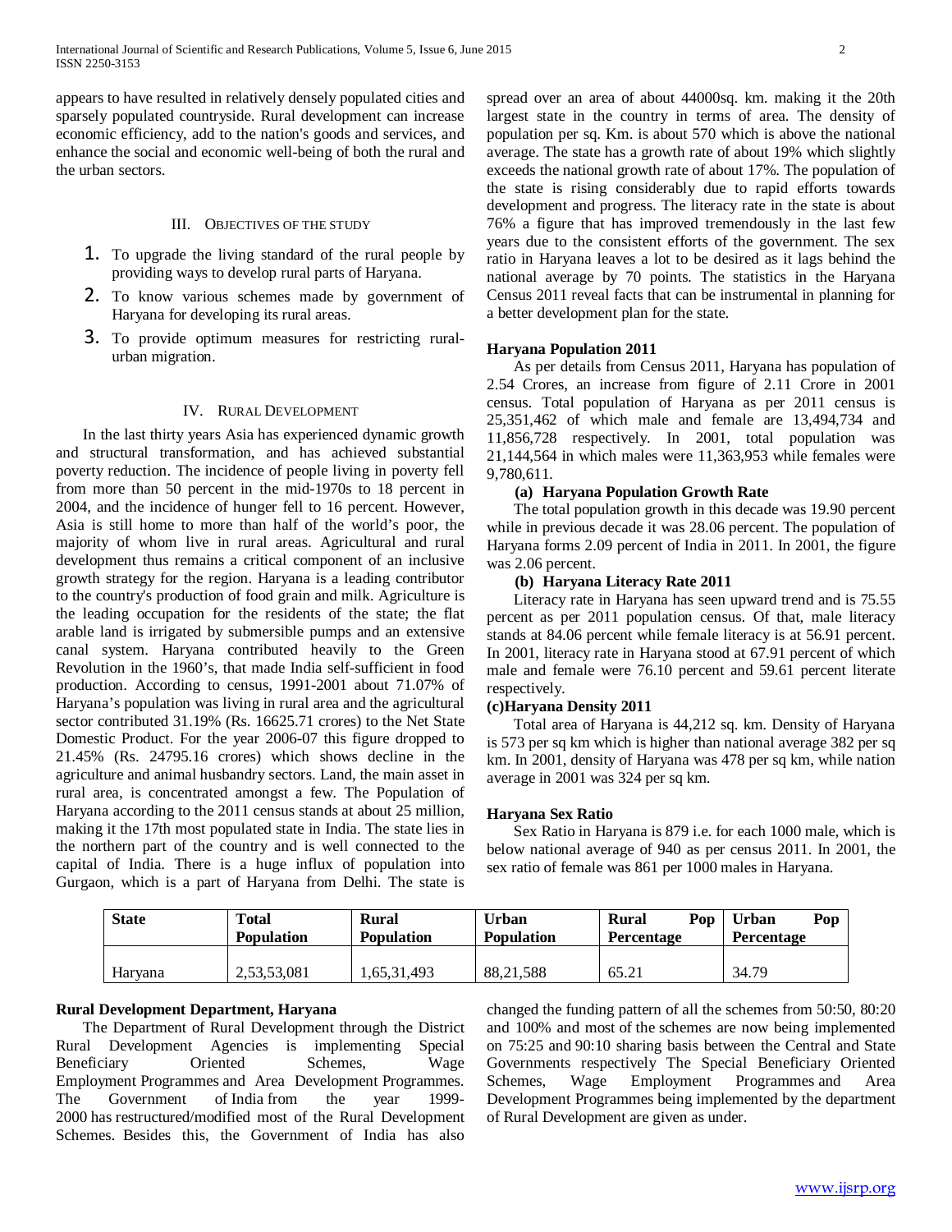appears to have resulted in relatively densely populated cities and sparsely populated countryside. Rural development can increase economic efficiency, add to the nation's goods and services, and enhance the social and economic well-being of both the rural and the urban sectors.

## III. Objectives of the Study

1. To upgrade the living standard of the rural people by providing ways to develop rural parts of Haryana.
2. To know various schemes made by government of Haryana for developing its rural areas.
3. To provide optimum measures for restricting rural-urban migration.

## IV. Rural Development

In the last thirty years Asia has experienced dynamic growth and structural transformation, and has achieved substantial poverty reduction. The incidence of people living in poverty fell from more than 50 percent in the mid-1970s to 18 percent in 2004, and the incidence of hunger fell to 16 percent. However, Asia is still home to more than half of the world's poor, the majority of whom live in rural areas. Agricultural and rural development thus remains a critical component of an inclusive growth strategy for the region. Haryana is a leading contributor to the country's production of food grain and milk. Agriculture is the leading occupation for the residents of the state; the flat arable land is irrigated by submersible pumps and an extensive canal system. Haryana contributed heavily to the Green Revolution in the 1960's, that made India self-sufficient in food production. According to census, 1991-2001 about 71.07% of Haryana's population was living in rural area and the agricultural sector contributed 31.19% (Rs. 16625.71 crores) to the Net State Domestic Product. For the year 2006-07 this figure dropped to 21.45% (Rs. 24795.16 crores) which shows decline in the agriculture and animal husbandry sectors. Land, the main asset in rural area, is concentrated amongst a few. The Population of Haryana according to the 2011 census stands at about 25 million, making it the 17th most populated state in India. The state lies in the northern part of the country and is well connected to the capital of India. There is a huge influx of population into Gurgaon, which is a part of Haryana from Delhi. The state is spread over an area of about 44000sq. km. making it the 20th largest state in the country in terms of area. The density of population per sq. Km. is about 570 which is above the national average. The state has a growth rate of about 19% which slightly exceeds the national growth rate of about 17%. The population of the state is rising considerably due to rapid efforts towards development and progress. The literacy rate in the state is about 76% a figure that has improved tremendously in the last few years due to the consistent efforts of the government. The sex ratio in Haryana leaves a lot to be desired as it lags behind the national average by 70 points. The statistics in the Haryana Census 2011 reveal facts that can be instrumental in planning for a better development plan for the state.

**Haryana Population 2011**

As per details from Census 2011, Haryana has population of 2.54 Crores, an increase from figure of 2.11 Crore in 2001 census. Total population of Haryana as per 2011 census is 25,351,462 of which male and female are 13,494,734 and 11,856,728 respectively. In 2001, total population was 21,144,564 in which males were 11,363,953 while females were 9,780,611.

**(a) Haryana Population Growth Rate**

The total population growth in this decade was 19.90 percent while in previous decade it was 28.06 percent. The population of Haryana forms 2.09 percent of India in 2011. In 2001, the figure was 2.06 percent.

**(b) Haryana Literacy Rate 2011**

Literacy rate in Haryana has seen upward trend and is 75.55 percent as per 2011 population census. Of that, male literacy stands at 84.06 percent while female literacy is at 56.91 percent. In 2001, literacy rate in Haryana stood at 67.91 percent of which male and female were 76.10 percent and 59.61 percent literate respectively.

**(c)Haryana Density 2011**

Total area of Haryana is 44,212 sq. km. Density of Haryana is 573 per sq km which is higher than national average 382 per sq km. In 2001, density of Haryana was 478 per sq km, while nation average in 2001 was 324 per sq km.

**Haryana Sex Ratio**

Sex Ratio in Haryana is 879 i.e. for each 1000 male, which is below national average of 940 as per census 2011. In 2001, the sex ratio of female was 861 per 1000 males in Haryana.

| State | Total Population | Rural Population | Urban Population | Rural Pop Percentage | Urban Pop Percentage |
|---|---|---|---|---|---|
| Haryana | 2,53,53,081 | 1,65,31,493 | 88,21,588 | 65.21 | 34.79 |

**Rural Development Department, Haryana**

The Department of Rural Development through the District Rural Development Agencies is implementing Special Beneficiary Oriented Schemes, Wage Employment Programmes and Area Development Programmes. The Government of India from the year 1999-2000 has restructured/modified most of the Rural Development Schemes. Besides this, the Government of India has also changed the funding pattern of all the schemes from 50:50, 80:20 and 100% and most of the schemes are now being implemented on 75:25 and 90:10 sharing basis between the Central and State Governments respectively The Special Beneficiary Oriented Schemes, Wage Employment Programmes and Area Development Programmes being implemented by the department of Rural Development are given as under.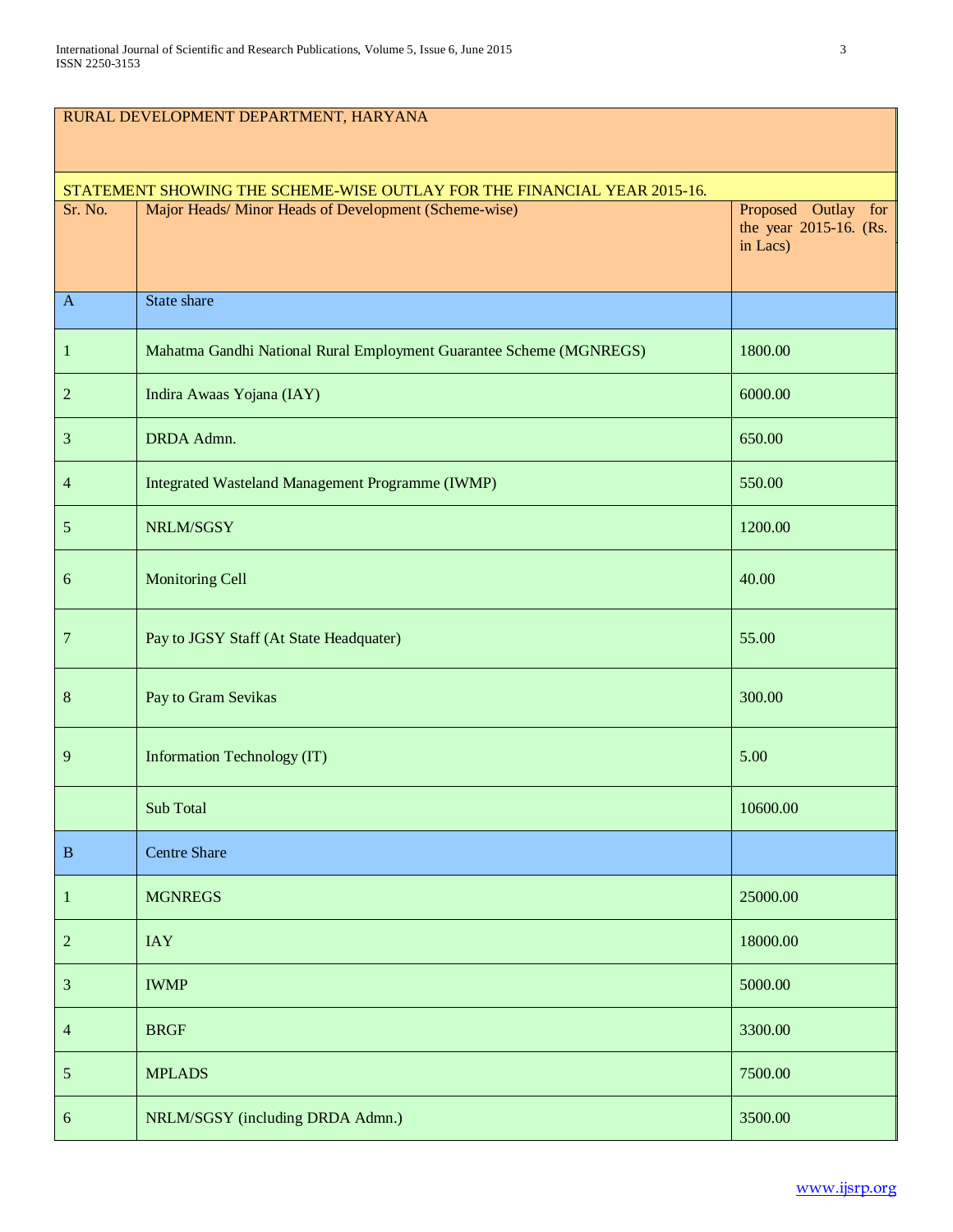| RURAL DEVELOPMENT DEPARTMENT, HARYANA | | |
|---|---|---|
| STATEMENT SHOWING THE SCHEME-WISE OUTLAY FOR THE FINANCIAL YEAR 2015-16. | | |
| Sr. No. | Major Heads/ Minor Heads of Development (Scheme-wise) | Proposed Outlay for the year 2015-16. (Rs. in Lacs) |
| A | State share | |
| 1 | Mahatma Gandhi National Rural Employment Guarantee Scheme (MGNREGS) | 1800.00 |
| 2 | Indira Awaas Yojana (IAY) | 6000.00 |
| 3 | DRDA Admn. | 650.00 |
| 4 | Integrated Wasteland Management Programme (IWMP) | 550.00 |
| 5 | NRLM/SGSY | 1200.00 |
| 6 | Monitoring Cell | 40.00 |
| 7 | Pay to JGSY Staff (At State Headquater) | 55.00 |
| 8 | Pay to Gram Sevikas | 300.00 |
| 9 | Information Technology (IT) | 5.00 |
| | Sub Total | 10600.00 |
| B | Centre Share | |
| 1 | MGNREGS | 25000.00 |
| 2 | IAY | 18000.00 |
| 3 | IWMP | 5000.00 |
| 4 | BRGF | 3300.00 |
| 5 | MPLADS | 7500.00 |
| 6 | NRLM/SGSY (including DRDA Admn.) | 3500.00 |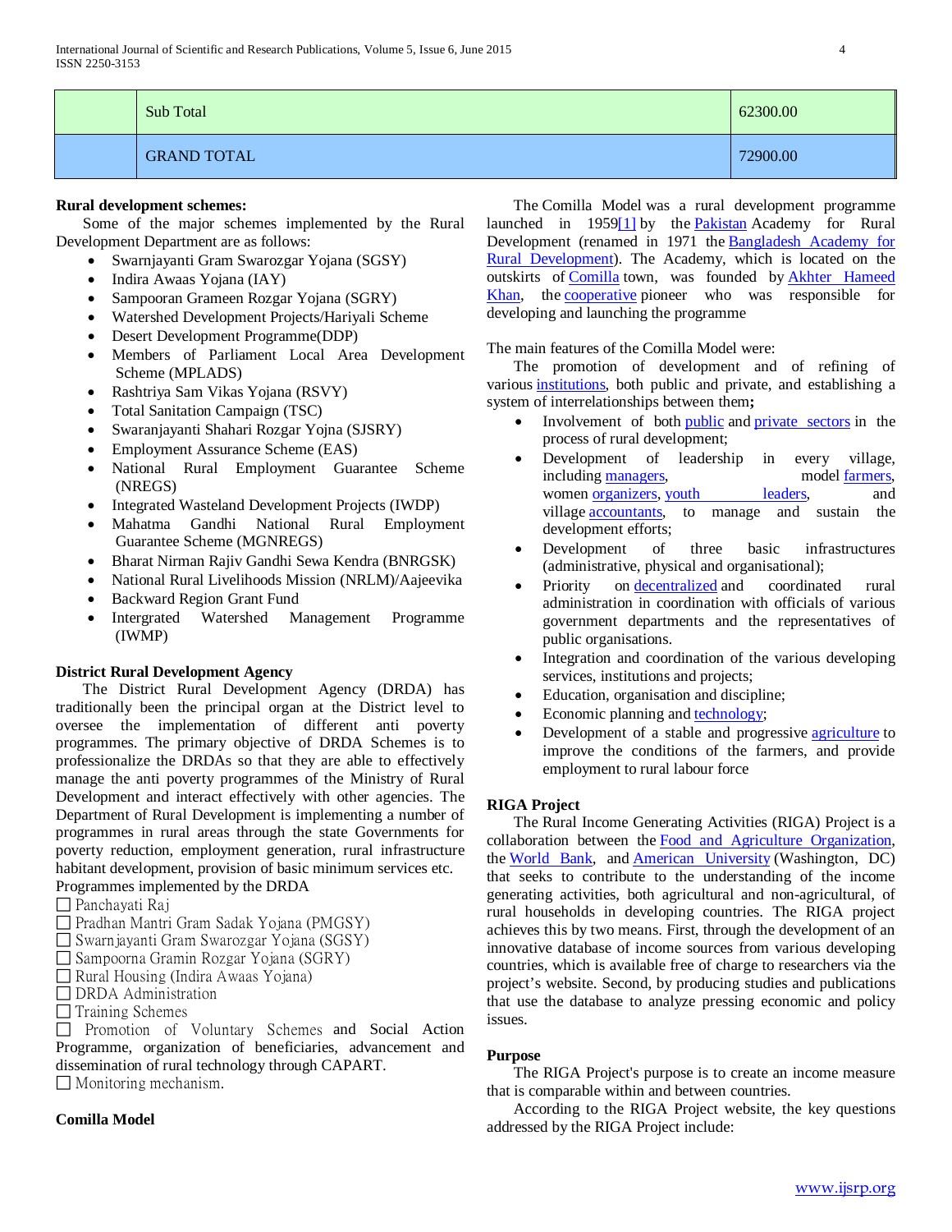|  | Sub Total | 62300.00 |
|---|---|---|
|  | GRAND TOTAL | 72900.00 |

**Rural development schemes:**

Some of the major schemes implemented by the Rural Development Department are as follows:

- Swarnjayanti Gram Swarozgar Yojana (SGSY)
- Indira Awaas Yojana (IAY)
- Sampooran Grameen Rozgar Yojana (SGRY)
- Watershed Development Projects/Hariyali Scheme
- Desert Development Programme(DDP)
- Members of Parliament Local Area Development Scheme (MPLADS)
- Rashtriya Sam Vikas Yojana (RSVY)
- Total Sanitation Campaign (TSC)
- Swaranjayanti Shahari Rozgar Yojna (SJSRY)
- Employment Assurance Scheme (EAS)
- National Rural Employment Guarantee Scheme (NREGS)
- Integrated Wasteland Development Projects (IWDP)
- Mahatma Gandhi National Rural Employment Guarantee Scheme (MGNREGS)
- Bharat Nirman Rajiv Gandhi Sewa Kendra (BNRGSK)
- National Rural Livelihoods Mission (NRLM)/Aajeevika
- Backward Region Grant Fund
- Intergrated Watershed Management Programme (IWMP)

**District Rural Development Agency**

The District Rural Development Agency (DRDA) has traditionally been the principal organ at the District level to oversee the implementation of different anti poverty programmes. The primary objective of DRDA Schemes is to professionalize the DRDAs so that they are able to effectively manage the anti poverty programmes of the Ministry of Rural Development and interact effectively with other agencies. The Department of Rural Development is implementing a number of programmes in rural areas through the state Governments for poverty reduction, employment generation, rural infrastructure habitant development, provision of basic minimum services etc.

Programmes implemented by the DRDA

☐ Panchayati Raj
☐ Pradhan Mantri Gram Sadak Yojana (PMGSY)
☐ Swarnjayanti Gram Swarozgar Yojana (SGSY)
☐ Sampoorna Gramin Rozgar Yojana (SGRY)
☐ Rural Housing (Indira Awaas Yojana)
☐ DRDA Administration
☐ Training Schemes
☐ Promotion of Voluntary Schemes and Social Action Programme, organization of beneficiaries, advancement and dissemination of rural technology through CAPART.
☐ Monitoring mechanism.

**Comilla Model**

The Comilla Model was a rural development programme launched in 1959[1] by the Pakistan Academy for Rural Development (renamed in 1971 the Bangladesh Academy for Rural Development). The Academy, which is located on the outskirts of Comilla town, was founded by Akhter Hameed Khan, the cooperative pioneer who was responsible for developing and launching the programme

The main features of the Comilla Model were:

The promotion of development and of refining of various institutions, both public and private, and establishing a system of interrelationships between them**;**

- Involvement of both public and private sectors in the process of rural development;
- Development of leadership in every village, including managers, model farmers, women organizers, youth leaders, and village accountants, to manage and sustain the development efforts;
- Development of three basic infrastructures (administrative, physical and organisational);
- Priority on decentralized and coordinated rural administration in coordination with officials of various government departments and the representatives of public organisations.
- Integration and coordination of the various developing services, institutions and projects;
- Education, organisation and discipline;
- Economic planning and technology;
- Development of a stable and progressive agriculture to improve the conditions of the farmers, and provide employment to rural labour force

**RIGA Project**

The Rural Income Generating Activities (RIGA) Project is a collaboration between the Food and Agriculture Organization, the World Bank, and American University (Washington, DC) that seeks to contribute to the understanding of the income generating activities, both agricultural and non-agricultural, of rural households in developing countries. The RIGA project achieves this by two means. First, through the development of an innovative database of income sources from various developing countries, which is available free of charge to researchers via the project's website. Second, by producing studies and publications that use the database to analyze pressing economic and policy issues.

**Purpose**

The RIGA Project's purpose is to create an income measure that is comparable within and between countries.

According to the RIGA Project website, the key questions addressed by the RIGA Project include: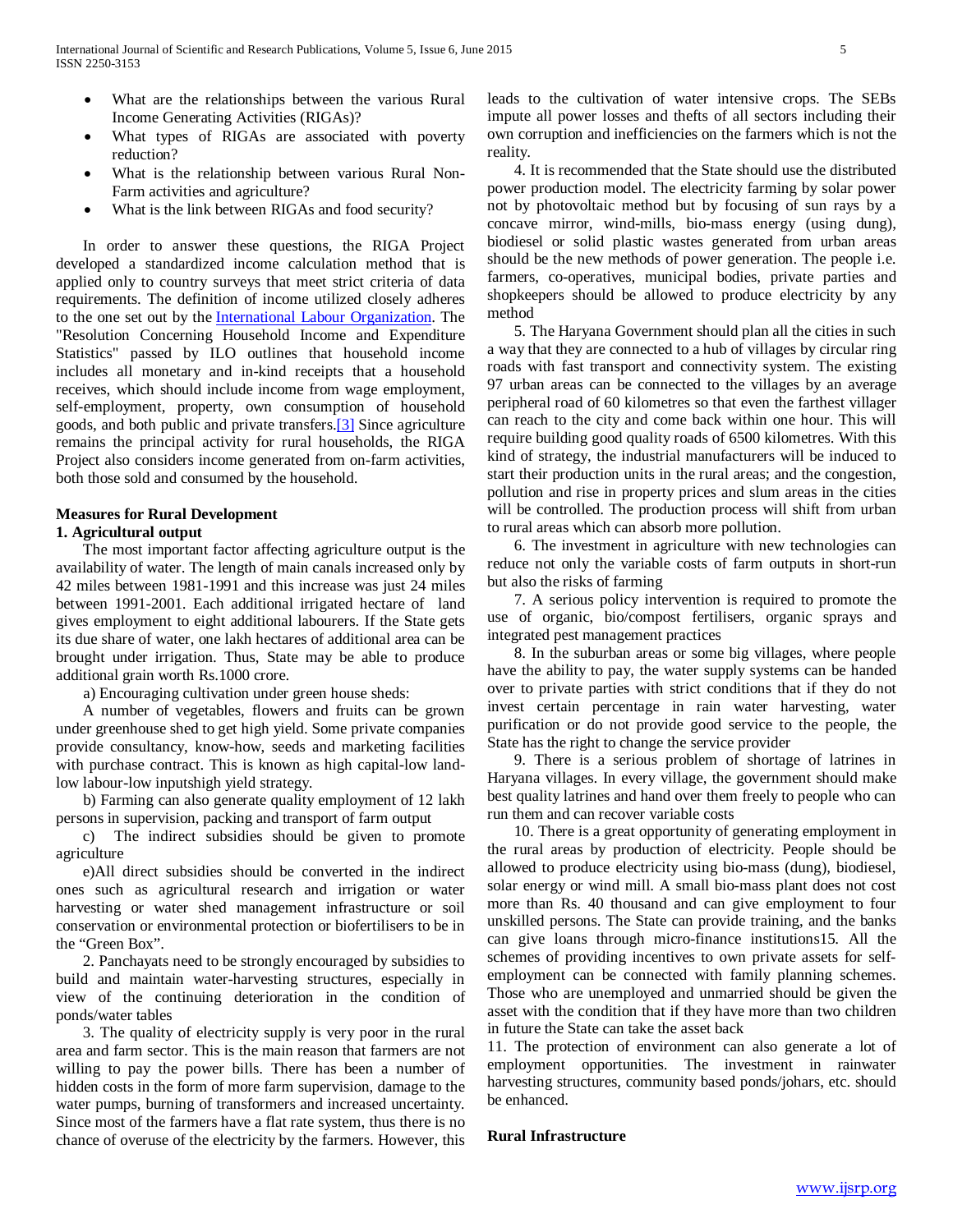- What are the relationships between the various Rural Income Generating Activities (RIGAs)?
- What types of RIGAs are associated with poverty reduction?
- What is the relationship between various Rural Non-Farm activities and agriculture?
- What is the link between RIGAs and food security?

In order to answer these questions, the RIGA Project developed a standardized income calculation method that is applied only to country surveys that meet strict criteria of data requirements. The definition of income utilized closely adheres to the one set out by the International Labour Organization. The "Resolution Concerning Household Income and Expenditure Statistics" passed by ILO outlines that household income includes all monetary and in-kind receipts that a household receives, which should include income from wage employment, self-employment, property, own consumption of household goods, and both public and private transfers.[3] Since agriculture remains the principal activity for rural households, the RIGA Project also considers income generated from on-farm activities, both those sold and consumed by the household.

**Measures for Rural Development**

**1. Agricultural output**

The most important factor affecting agriculture output is the availability of water. The length of main canals increased only by 42 miles between 1981-1991 and this increase was just 24 miles between 1991-2001. Each additional irrigated hectare of land gives employment to eight additional labourers. If the State gets its due share of water, one lakh hectares of additional area can be brought under irrigation. Thus, State may be able to produce additional grain worth Rs.1000 crore.

a) Encouraging cultivation under green house sheds:

A number of vegetables, flowers and fruits can be grown under greenhouse shed to get high yield. Some private companies provide consultancy, know-how, seeds and marketing facilities with purchase contract. This is known as high capital-low land-low labour-low inputshigh yield strategy.

b) Farming can also generate quality employment of 12 lakh persons in supervision, packing and transport of farm output

c) The indirect subsidies should be given to promote agriculture

e)All direct subsidies should be converted in the indirect ones such as agricultural research and irrigation or water harvesting or water shed management infrastructure or soil conservation or environmental protection or biofertilisers to be in the "Green Box".

2. Panchayats need to be strongly encouraged by subsidies to build and maintain water-harvesting structures, especially in view of the continuing deterioration in the condition of ponds/water tables

3. The quality of electricity supply is very poor in the rural area and farm sector. This is the main reason that farmers are not willing to pay the power bills. There has been a number of hidden costs in the form of more farm supervision, damage to the water pumps, burning of transformers and increased uncertainty. Since most of the farmers have a flat rate system, thus there is no chance of overuse of the electricity by the farmers. However, this leads to the cultivation of water intensive crops. The SEBs impute all power losses and thefts of all sectors including their own corruption and inefficiencies on the farmers which is not the reality.

4. It is recommended that the State should use the distributed power production model. The electricity farming by solar power not by photovoltaic method but by focusing of sun rays by a concave mirror, wind-mills, bio-mass energy (using dung), biodiesel or solid plastic wastes generated from urban areas should be the new methods of power generation. The people i.e. farmers, co-operatives, municipal bodies, private parties and shopkeepers should be allowed to produce electricity by any method

5. The Haryana Government should plan all the cities in such a way that they are connected to a hub of villages by circular ring roads with fast transport and connectivity system. The existing 97 urban areas can be connected to the villages by an average peripheral road of 60 kilometres so that even the farthest villager can reach to the city and come back within one hour. This will require building good quality roads of 6500 kilometres. With this kind of strategy, the industrial manufacturers will be induced to start their production units in the rural areas; and the congestion, pollution and rise in property prices and slum areas in the cities will be controlled. The production process will shift from urban to rural areas which can absorb more pollution.

6. The investment in agriculture with new technologies can reduce not only the variable costs of farm outputs in short-run but also the risks of farming

7. A serious policy intervention is required to promote the use of organic, bio/compost fertilisers, organic sprays and integrated pest management practices

8. In the suburban areas or some big villages, where people have the ability to pay, the water supply systems can be handed over to private parties with strict conditions that if they do not invest certain percentage in rain water harvesting, water purification or do not provide good service to the people, the State has the right to change the service provider

9. There is a serious problem of shortage of latrines in Haryana villages. In every village, the government should make best quality latrines and hand over them freely to people who can run them and can recover variable costs

10. There is a great opportunity of generating employment in the rural areas by production of electricity. People should be allowed to produce electricity using bio-mass (dung), biodiesel, solar energy or wind mill. A small bio-mass plant does not cost more than Rs. 40 thousand and can give employment to four unskilled persons. The State can provide training, and the banks can give loans through micro-finance institutions15. All the schemes of providing incentives to own private assets for self-employment can be connected with family planning schemes. Those who are unemployed and unmarried should be given the asset with the condition that if they have more than two children in future the State can take the asset back

11. The protection of environment can also generate a lot of employment opportunities. The investment in rainwater harvesting structures, community based ponds/johars, etc. should be enhanced.

**Rural Infrastructure**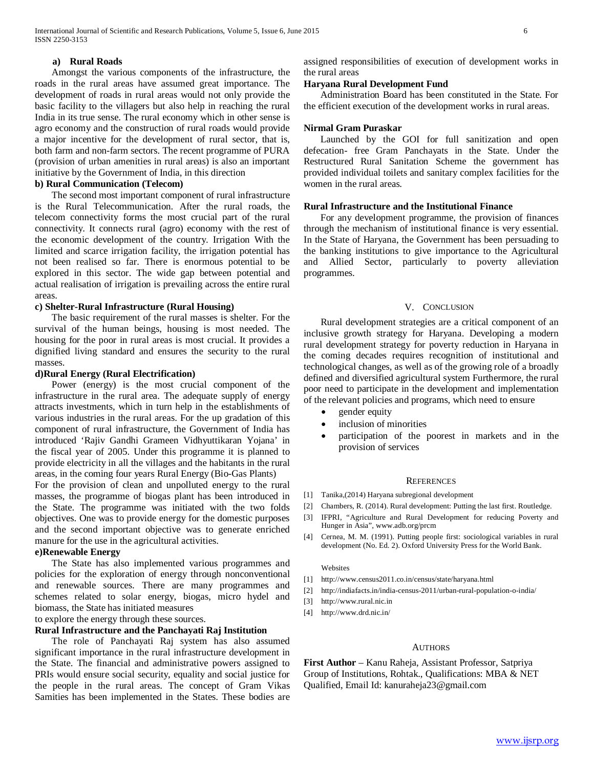#### a) Rural Roads

Amongst the various components of the infrastructure, the roads in the rural areas have assumed great importance. The development of roads in rural areas would not only provide the basic facility to the villagers but also help in reaching the rural India in its true sense. The rural economy which in other sense is agro economy and the construction of rural roads would provide a major incentive for the development of rural sector, that is, both farm and non-farm sectors. The recent programme of PURA (provision of urban amenities in rural areas) is also an important initiative by the Government of India, in this direction

#### b) Rural Communication (Telecom)

The second most important component of rural infrastructure is the Rural Telecommunication. After the rural roads, the telecom connectivity forms the most crucial part of the rural connectivity. It connects rural (agro) economy with the rest of the economic development of the country. Irrigation With the limited and scarce irrigation facility, the irrigation potential has not been realised so far. There is enormous potential to be explored in this sector. The wide gap between potential and actual realisation of irrigation is prevailing across the entire rural areas.

#### c) Shelter-Rural Infrastructure (Rural Housing)

The basic requirement of the rural masses is shelter. For the survival of the human beings, housing is most needed. The housing for the poor in rural areas is most crucial. It provides a dignified living standard and ensures the security to the rural masses.

#### d)Rural Energy (Rural Electrification)

Power (energy) is the most crucial component of the infrastructure in the rural area. The adequate supply of energy attracts investments, which in turn help in the establishments of various industries in the rural areas. For the up gradation of this component of rural infrastructure, the Government of India has introduced 'Rajiv Gandhi Grameen Vidhyuttikaran Yojana' in the fiscal year of 2005. Under this programme it is planned to provide electricity in all the villages and the habitants in the rural areas, in the coming four years Rural Energy (Bio-Gas Plants)

For the provision of clean and unpolluted energy to the rural masses, the programme of biogas plant has been introduced in the State. The programme was initiated with the two folds objectives. One was to provide energy for the domestic purposes and the second important objective was to generate enriched manure for the use in the agricultural activities.

#### e)Renewable Energy

The State has also implemented various programmes and policies for the exploration of energy through nonconventional and renewable sources. There are many programmes and schemes related to solar energy, biogas, micro hydel and biomass, the State has initiated measures

to explore the energy through these sources.

#### Rural Infrastructure and the Panchayati Raj Institution

The role of Panchayati Raj system has also assumed significant importance in the rural infrastructure development in the State. The financial and administrative powers assigned to PRIs would ensure social security, equality and social justice for the people in the rural areas. The concept of Gram Vikas Samities has been implemented in the States. These bodies are assigned responsibilities of execution of development works in the rural areas

#### Haryana Rural Development Fund

Administration Board has been constituted in the State. For the efficient execution of the development works in rural areas.

#### Nirmal Gram Puraskar

Launched by the GOI for full sanitization and open defecation- free Gram Panchayats in the State. Under the Restructured Rural Sanitation Scheme the government has provided individual toilets and sanitary complex facilities for the women in the rural areas.

#### Rural Infrastructure and the Institutional Finance

For any development programme, the provision of finances through the mechanism of institutional finance is very essential. In the State of Haryana, the Government has been persuading to the banking institutions to give importance to the Agricultural and Allied Sector, particularly to poverty alleviation programmes.

## V. Conclusion

Rural development strategies are a critical component of an inclusive growth strategy for Haryana. Developing a modern rural development strategy for poverty reduction in Haryana in the coming decades requires recognition of institutional and technological changes, as well as of the growing role of a broadly defined and diversified agricultural system Furthermore, the rural poor need to participate in the development and implementation of the relevant policies and programs, which need to ensure

- gender equity
- inclusion of minorities
- participation of the poorest in markets and in the provision of services

## References

[1] Tanika,(2014) Haryana subregional development

[2] Chambers, R. (2014). Rural development: Putting the last first. Routledge.

[3] IFPRI, "Agriculture and Rural Development for reducing Poverty and Hunger in Asia", www.adb.org/prcm

[4] Cernea, M. M. (1991). Putting people first: sociological variables in rural development (No. Ed. 2). Oxford University Press for the World Bank.

Websites

[1] http://www.census2011.co.in/census/state/haryana.html

[2] http://indiafacts.in/india-census-2011/urban-rural-population-o-india/

[3] http://www.rural.nic.in

[4] http://www.drd.nic.in/

## Authors

**First Author** – Kanu Raheja, Assistant Professor, Satpriya Group of Institutions, Rohtak., Qualifications: MBA & NET Qualified, Email Id: kanuraheja23@gmail.com